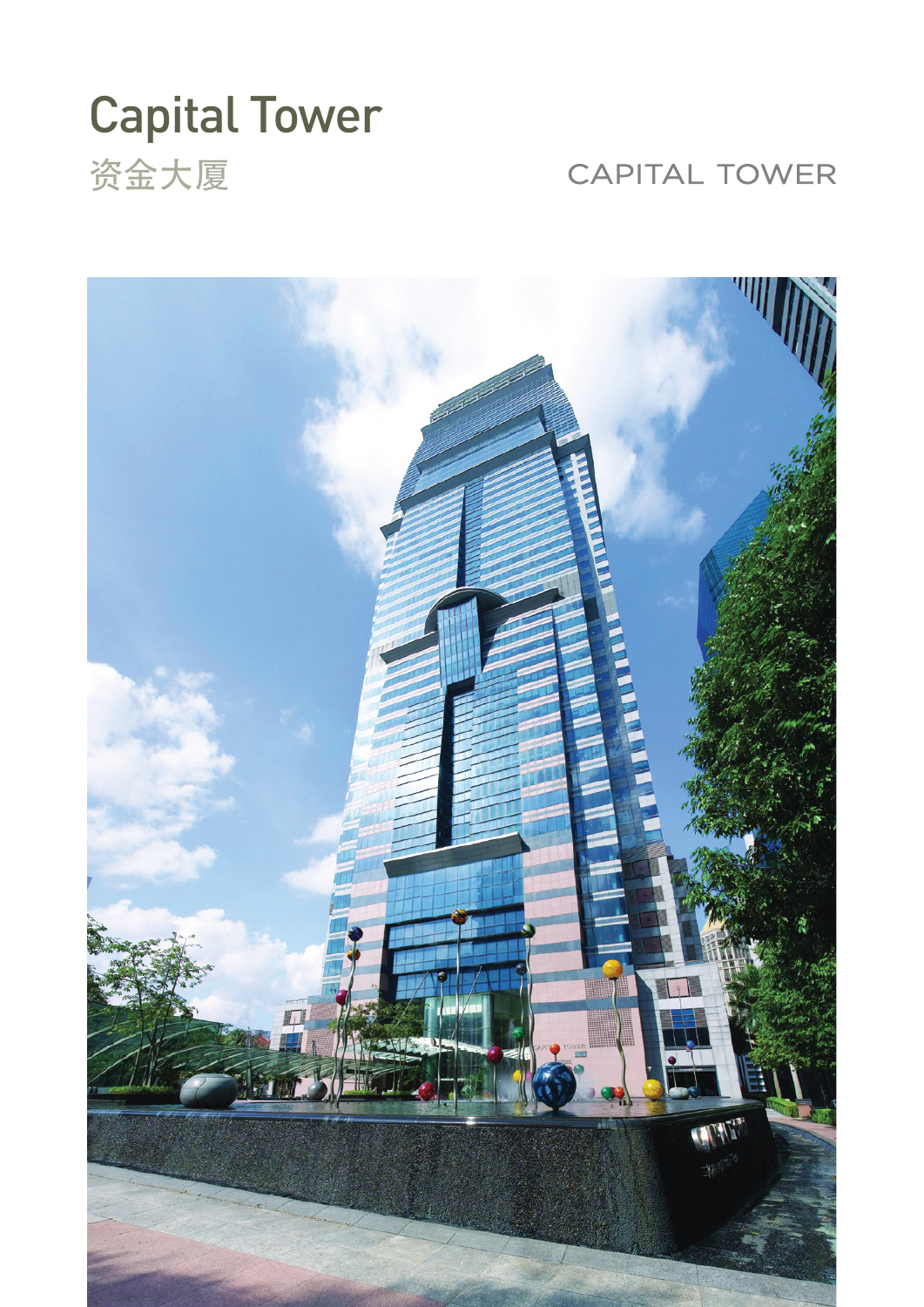# Capital Tower

## 资金大厦

CAPITAL TOWER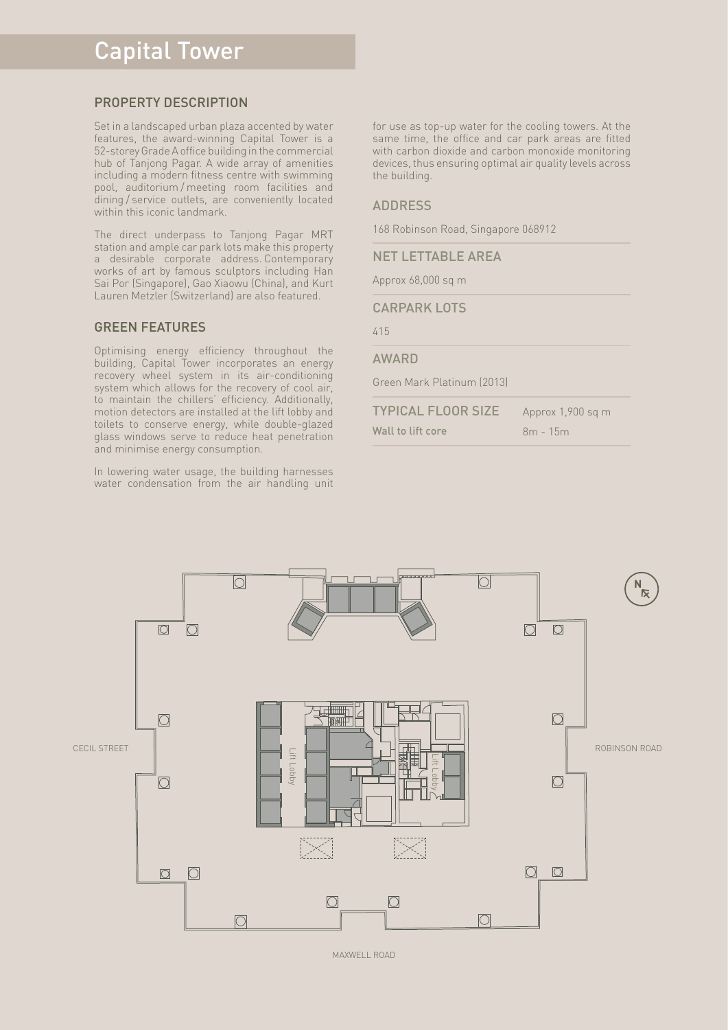# Capital Tower

## PROPERTY DESCRIPTION

Set in a landscaped urban plaza accented by water features, the award-winning Capital Tower is a 52-storey Grade A office building in the commercial hub of Tanjong Pagar. A wide array of amenities including a modern fitness centre with swimming pool, auditorium / meeting room facilities and dining / service outlets, are conveniently located within this iconic landmark.

The direct underpass to Tanjong Pagar MRT station and ample car park lots make this property a desirable corporate address. Contemporary works of art by famous sculptors including Han Sai Por (Singapore), Gao Xiaowu (China), and Kurt Lauren Metzler (Switzerland) are also featured.

## GREEN FEATURES

Optimising energy efficiency throughout the building, Capital Tower incorporates an energy recovery wheel system in its air-conditioning system which allows for the recovery of cool air, to maintain the chillers' efficiency. Additionally, motion detectors are installed at the lift lobby and toilets to conserve energy, while double-glazed glass windows serve to reduce heat penetration and minimise energy consumption.

In lowering water usage, the building harnesses water condensation from the air handling unit for use as top-up water for the cooling towers. At the same time, the office and car park areas are fitted with carbon dioxide and carbon monoxide monitoring devices, thus ensuring optimal air quality levels across the building.

## ADDRESS

168 Robinson Road, Singapore 068912

## NET LETTABLE AREA

Approx 68,000 sq m

## CARPARK LOTS

415

## AWARD

Green Mark Platinum (2013)

## TYPICAL FLOOR SIZE

Approx 1,900 sq m

**Wall to lift core** 8m - 15m

N

CECIL STREET

Lift Lobby

Lift Lobby

ROBINSON ROAD

MAXWELL ROAD